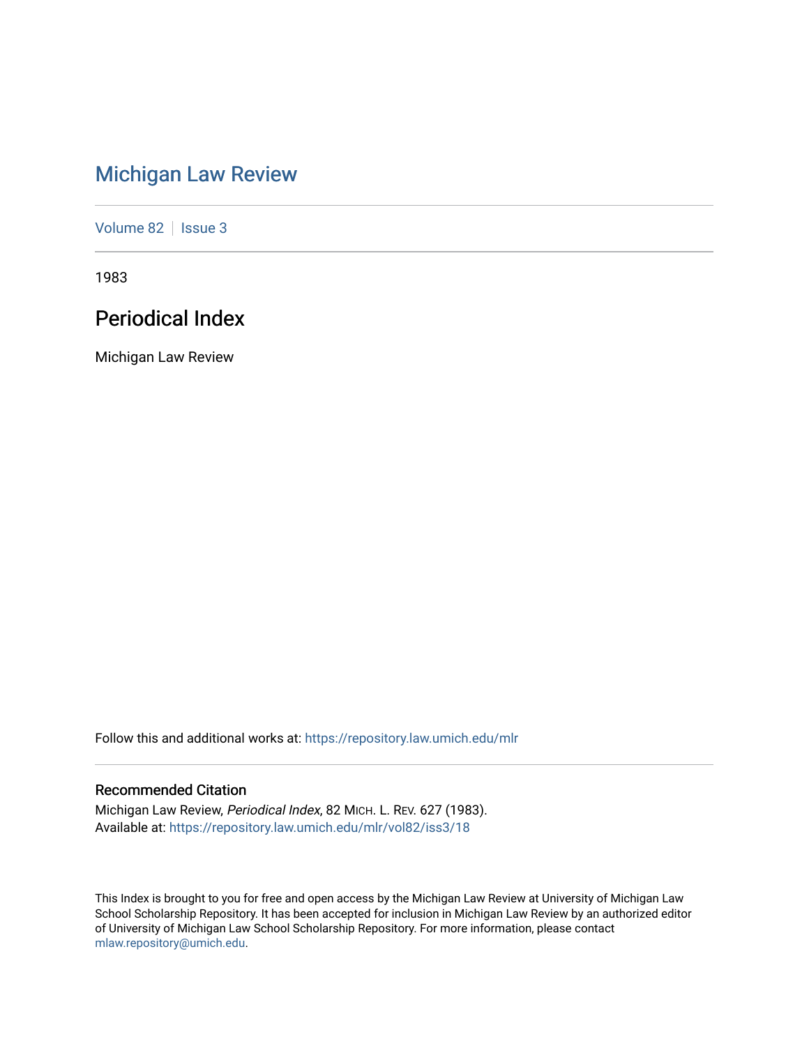# Michigan Law Review

Volume 82 | Issue 3

1983

## Periodical Index

Michigan Law Review

Follow this and additional works at: https://repository.law.umich.edu/mlr

### Recommended Citation

Michigan Law Review, *Periodical Index*, 82 MICH. L. REV. 627 (1983).
Available at: https://repository.law.umich.edu/mlr/vol82/iss3/18

This Index is brought to you for free and open access by the Michigan Law Review at University of Michigan Law School Scholarship Repository. It has been accepted for inclusion in Michigan Law Review by an authorized editor of University of Michigan Law School Scholarship Repository. For more information, please contact mlaw.repository@umich.edu.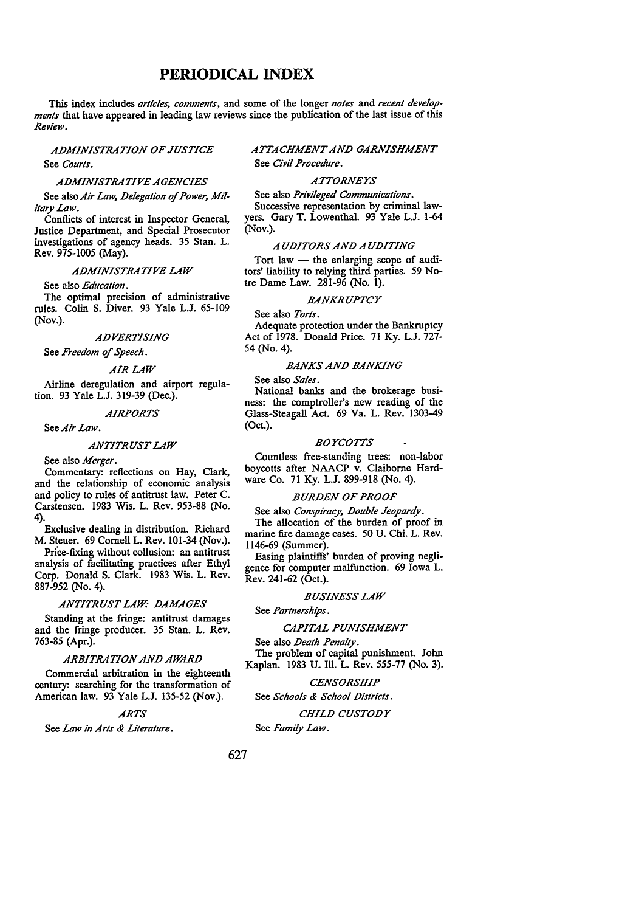# PERIODICAL INDEX

This index includes *articles*, *comments*, and some of the longer *notes* and *recent developments* that have appeared in leading law reviews since the publication of the last issue of this *Review*.

### *ADMINISTRATION OF JUSTICE*

See *Courts*.

### *ADMINISTRATIVE AGENCIES*

See also *Air Law, Delegation of Power, Military Law*.

Conflicts of interest in Inspector General, Justice Department, and Special Prosecutor investigations of agency heads. 35 Stan. L. Rev. 975-1005 (May).

### *ADMINISTRATIVE LAW*

See also *Education*.

The optimal precision of administrative rules. Colin S. Diver. 93 Yale L.J. 65-109 (Nov.).

### *ADVERTISING*

See *Freedom of Speech*.

### *AIR LAW*

Airline deregulation and airport regulation. 93 Yale L.J. 319-39 (Dec.).

### *AIRPORTS*

See *Air Law*.

### *ANTITRUST LAW*

See also *Merger*.

Commentary: reflections on Hay, Clark, and the relationship of economic analysis and policy to rules of antitrust law. Peter C. Carstensen. 1983 Wis. L. Rev. 953-88 (No. 4).

Exclusive dealing in distribution. Richard M. Steuer. 69 Cornell L. Rev. 101-34 (Nov.).

Price-fixing without collusion: an antitrust analysis of facilitating practices after Ethyl Corp. Donald S. Clark. 1983 Wis. L. Rev. 887-952 (No. 4).

### *ANTITRUST LAW: DAMAGES*

Standing at the fringe: antitrust damages and the fringe producer. 35 Stan. L. Rev. 763-85 (Apr.).

### *ARBITRATION AND AWARD*

Commercial arbitration in the eighteenth century: searching for the transformation of American law. 93 Yale L.J. 135-52 (Nov.).

### *ARTS*

See *Law in Arts & Literature*.

### *ATTACHMENT AND GARNISHMENT*

See *Civil Procedure*.

### *ATTORNEYS*

See also *Privileged Communications*.

Successive representation by criminal lawyers. Gary T. Lowenthal. 93 Yale L.J. 1-64 (Nov.).

### *AUDITORS AND AUDITING*

Tort law — the enlarging scope of auditors' liability to relying third parties. 59 Notre Dame Law. 281-96 (No. 1).

### *BANKRUPTCY*

See also *Torts*.

Adequate protection under the Bankruptcy Act of 1978. Donald Price. 71 Ky. L.J. 727-54 (No. 4).

### *BANKS AND BANKING*

See also *Sales*.

National banks and the brokerage business: the comptroller's new reading of the Glass-Steagall Act. 69 Va. L. Rev. 1303-49 (Oct.).

### *BOYCOTTS*

Countless free-standing trees: non-labor boycotts after NAACP v. Claiborne Hardware Co. 71 Ky. L.J. 899-918 (No. 4).

### *BURDEN OF PROOF*

See also *Conspiracy, Double Jeopardy*.

The allocation of the burden of proof in marine fire damage cases. 50 U. Chi. L. Rev. 1146-69 (Summer).

Easing plaintiffs' burden of proving negligence for computer malfunction. 69 Iowa L. Rev. 241-62 (Oct.).

### *BUSINESS LAW*

See *Partnerships*.

### *CAPITAL PUNISHMENT*

See also *Death Penalty*.

The problem of capital punishment. John Kaplan. 1983 U. Ill. L. Rev. 555-77 (No. 3).

### *CENSORSHIP*

See *Schools & School Districts*.

### *CHILD CUSTODY*

See *Family Law*.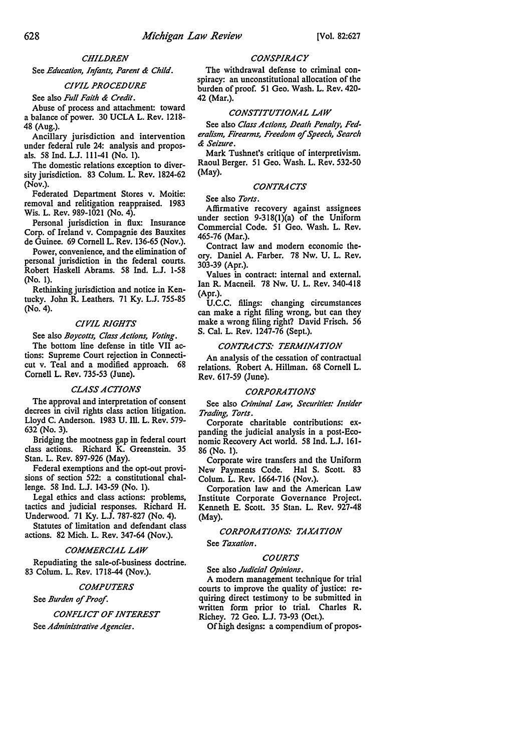### *CHILDREN*

See *Education, Infants, Parent & Child.*

### *CIVIL PROCEDURE*

See also *Full Faith & Credit.*

Abuse of process and attachment: toward a balance of power. 30 UCLA L. Rev. 1218-48 (Aug.).

Ancillary jurisdiction and intervention under federal rule 24: analysis and proposals. 58 Ind. L.J. 111-41 (No. 1).

The domestic relations exception to diversity jurisdiction. 83 Colum. L. Rev. 1824-62 (Nov.).

Federated Department Stores v. Moitie: removal and relitigation reappraised. 1983 Wis. L. Rev. 989-1021 (No. 4).

Personal jurisdiction in flux: Insurance Corp. of Ireland v. Compagnie des Bauxites de Guinee. 69 Cornell L. Rev. 136-65 (Nov.).

Power, convenience, and the elimination of personal jurisdiction in the federal courts. Robert Haskell Abrams. 58 Ind. L.J. 1-58 (No. 1).

Rethinking jurisdiction and notice in Kentucky. John R. Leathers. 71 Ky. L.J. 755-85 (No. 4).

### *CIVIL RIGHTS*

See also *Boycotts, Class Actions, Voting.*

The bottom line defense in title VII actions: Supreme Court rejection in Connecticut v. Teal and a modified approach. 68 Cornell L. Rev. 735-53 (June).

### *CLASS ACTIONS*

The approval and interpretation of consent decrees in civil rights class action litigation. Lloyd C. Anderson. 1983 U. Ill. L. Rev. 579-632 (No. 3).

Bridging the mootness gap in federal court class actions. Richard K. Greenstein. 35 Stan. L. Rev. 897-926 (May).

Federal exemptions and the opt-out provisions of section 522: a constitutional challenge. 58 Ind. L.J. 143-59 (No. 1).

Legal ethics and class actions: problems, tactics and judicial responses. Richard H. Underwood. 71 Ky. L.J. 787-827 (No. 4).

Statutes of limitation and defendant class actions. 82 Mich. L. Rev. 347-64 (Nov.).

### *COMMERCIAL LAW*

Repudiating the sale-of-business doctrine. 83 Colum. L. Rev. 1718-44 (Nov.).

### *COMPUTERS*

See *Burden of Proof.*

### *CONFLICT OF INTEREST*

See *Administrative Agencies.*

### *CONSPIRACY*

The withdrawal defense to criminal conspiracy: an unconstitutional allocation of the burden of proof. 51 Geo. Wash. L. Rev. 420-42 (Mar.).

### *CONSTITUTIONAL LAW*

See also *Class Actions, Death Penalty, Federalism, Firearms, Freedom of Speech, Search & Seizure.*

Mark Tushnet's critique of interpretivism. Raoul Berger. 51 Geo. Wash. L. Rev. 532-50 (May).

### *CONTRACTS*

See also *Torts.*

Affirmative recovery against assignees under section 9-318(1)(a) of the Uniform Commercial Code. 51 Geo. Wash. L. Rev. 465-76 (Mar.).

Contract law and modern economic theory. Daniel A. Farber. 78 Nw. U. L. Rev. 303-39 (Apr.).

Values in contract: internal and external. Ian R. Macneil. 78 Nw. U. L. Rev. 340-418 (Apr.).

U.C.C. filings: changing circumstances can make a right filing wrong, but can they make a wrong filing right? David Frisch. 56 S. Cal. L. Rev. 1247-76 (Sept.).

### *CONTRACTS: TERMINATION*

An analysis of the cessation of contractual relations. Robert A. Hillman. 68 Cornell L. Rev. 617-59 (June).

### *CORPORATIONS*

See also *Criminal Law, Securities: Insider Trading, Torts.*

Corporate charitable contributions: expanding the judicial analysis in a post-Economic Recovery Act world. 58 Ind. L.J. 161-86 (No. 1).

Corporate wire transfers and the Uniform New Payments Code. Hal S. Scott. 83 Colum. L. Rev. 1664-716 (Nov.).

Corporation law and the American Law Institute Corporate Governance Project. Kenneth E. Scott. 35 Stan. L. Rev. 927-48 (May).

### *CORPORATIONS: TAXATION*

See *Taxation.*

### *COURTS*

See also *Judicial Opinions.*

A modern management technique for trial courts to improve the quality of justice: requiring direct testimony to be submitted in written form prior to trial. Charles R. Richey. 72 Geo. L.J. 73-93 (Oct.).

Of high designs: a compendium of propos-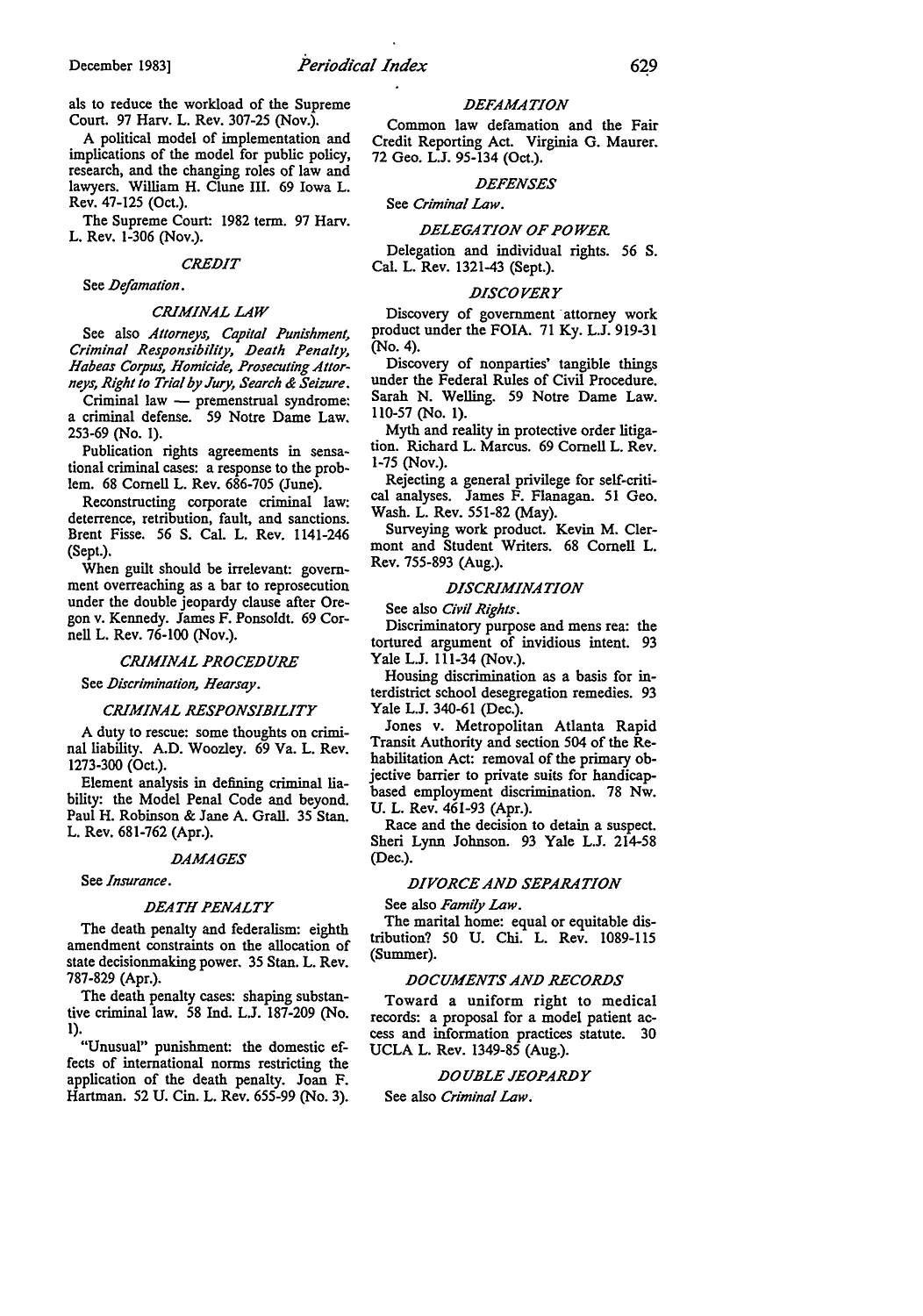als to reduce the workload of the Supreme Court. 97 Harv. L. Rev. 307-25 (Nov.).

A political model of implementation and implications of the model for public policy, research, and the changing roles of law and lawyers. William H. Clune III. 69 Iowa L. Rev. 47-125 (Oct.).

The Supreme Court: 1982 term. 97 Harv. L. Rev. 1-306 (Nov.).

### *CREDIT*

See *Defamation*.

### *CRIMINAL LAW*

See also *Attorneys, Capital Punishment, Criminal Responsibility, Death Penalty, Habeas Corpus, Homicide, Prosecuting Attorneys, Right to Trial by Jury, Search & Seizure*.

Criminal law — premenstrual syndrome: a criminal defense. 59 Notre Dame Law. 253-69 (No. 1).

Publication rights agreements in sensational criminal cases: a response to the problem. 68 Cornell L. Rev. 686-705 (June).

Reconstructing corporate criminal law: deterrence, retribution, fault, and sanctions. Brent Fisse. 56 S. Cal. L. Rev. 1141-246 (Sept.).

When guilt should be irrelevant: government overreaching as a bar to reprosecution under the double jeopardy clause after Oregon v. Kennedy. James F. Ponsoldt. 69 Cornell L. Rev. 76-100 (Nov.).

### *CRIMINAL PROCEDURE*

See *Discrimination, Hearsay*.

### *CRIMINAL RESPONSIBILITY*

A duty to rescue: some thoughts on criminal liability. A.D. Woozley. 69 Va. L. Rev. 1273-300 (Oct.).

Element analysis in defining criminal liability: the Model Penal Code and beyond. Paul H. Robinson & Jane A. Grall. 35 Stan. L. Rev. 681-762 (Apr.).

### *DAMAGES*

See *Insurance*.

### *DEATH PENALTY*

The death penalty and federalism: eighth amendment constraints on the allocation of state decisionmaking power. 35 Stan. L. Rev. 787-829 (Apr.).

The death penalty cases: shaping substantive criminal law. 58 Ind. L.J. 187-209 (No. 1).

"Unusual" punishment: the domestic effects of international norms restricting the application of the death penalty. Joan F. Hartman. 52 U. Cin. L. Rev. 655-99 (No. 3).

### *DEFAMATION*

Common law defamation and the Fair Credit Reporting Act. Virginia G. Maurer. 72 Geo. L.J. 95-134 (Oct.).

### *DEFENSES*

See *Criminal Law*.

### *DELEGATION OF POWER*

Delegation and individual rights. 56 S. Cal. L. Rev. 1321-43 (Sept.).

### *DISCOVERY*

Discovery of government attorney work product under the FOIA. 71 Ky. L.J. 919-31 (No. 4).

Discovery of nonparties' tangible things under the Federal Rules of Civil Procedure. Sarah N. Welling. 59 Notre Dame Law. 110-57 (No. 1).

Myth and reality in protective order litigation. Richard L. Marcus. 69 Cornell L. Rev. 1-75 (Nov.).

Rejecting a general privilege for self-critical analyses. James F. Flanagan. 51 Geo. Wash. L. Rev. 551-82 (May).

Surveying work product. Kevin M. Clermont and Student Writers. 68 Cornell L. Rev. 755-893 (Aug.).

### *DISCRIMINATION*

See also *Civil Rights*.

Discriminatory purpose and mens rea: the tortured argument of invidious intent. 93 Yale L.J. 111-34 (Nov.).

Housing discrimination as a basis for interdistrict school desegregation remedies. 93 Yale L.J. 340-61 (Dec.).

Jones v. Metropolitan Atlanta Rapid Transit Authority and section 504 of the Rehabilitation Act: removal of the primary objective barrier to private suits for handicap-based employment discrimination. 78 Nw. U. L. Rev. 461-93 (Apr.).

Race and the decision to detain a suspect. Sheri Lynn Johnson. 93 Yale L.J. 214-58 (Dec.).

### *DIVORCE AND SEPARATION*

See also *Family Law*.

The marital home: equal or equitable distribution? 50 U. Chi. L. Rev. 1089-115 (Summer).

### *DOCUMENTS AND RECORDS*

Toward a uniform right to medical records: a proposal for a model patient access and information practices statute. 30 UCLA L. Rev. 1349-85 (Aug.).

### *DOUBLE JEOPARDY*

See also *Criminal Law*.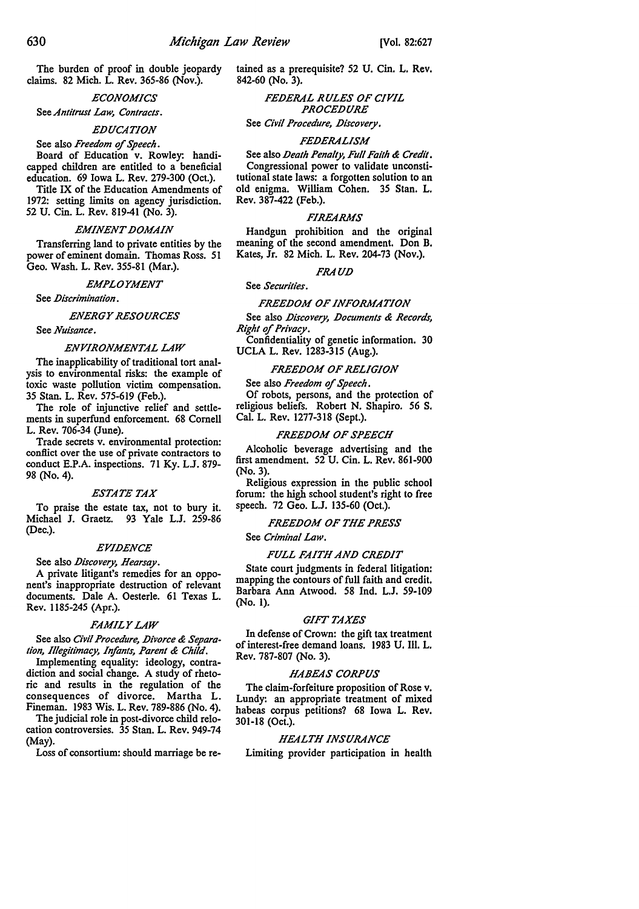The burden of proof in double jeopardy claims. 82 Mich. L. Rev. 365-86 (Nov.).

### *ECONOMICS*

See *Antitrust Law, Contracts*.

### *EDUCATION*

See also *Freedom of Speech*.

Board of Education v. Rowley: handicapped children are entitled to a beneficial education. 69 Iowa L. Rev. 279-300 (Oct.).

Title IX of the Education Amendments of 1972: setting limits on agency jurisdiction. 52 U. Cin. L. Rev. 819-41 (No. 3).

### *EMINENT DOMAIN*

Transferring land to private entities by the power of eminent domain. Thomas Ross. 51 Geo. Wash. L. Rev. 355-81 (Mar.).

### *EMPLOYMENT*

See *Discrimination*.

### *ENERGY RESOURCES*

See *Nuisance*.

### *ENVIRONMENTAL LAW*

The inapplicability of traditional tort analysis to environmental risks: the example of toxic waste pollution victim compensation. 35 Stan. L. Rev. 575-619 (Feb.).

The role of injunctive relief and settlements in superfund enforcement. 68 Cornell L. Rev. 706-34 (June).

Trade secrets v. environmental protection: conflict over the use of private contractors to conduct E.P.A. inspections. 71 Ky. L.J. 879-98 (No. 4).

### *ESTATE TAX*

To praise the estate tax, not to bury it. Michael J. Graetz. 93 Yale L.J. 259-86 (Dec.).

### *EVIDENCE*

See also *Discovery, Hearsay*.

A private litigant's remedies for an opponent's inappropriate destruction of relevant documents. Dale A. Oesterle. 61 Texas L. Rev. 1185-245 (Apr.).

### *FAMILY LAW*

See also *Civil Procedure, Divorce & Separation, Illegitimacy, Infants, Parent & Child*.

Implementing equality: ideology, contradiction and social change. A study of rhetoric and results in the regulation of the consequences of divorce. Martha L. Fineman. 1983 Wis. L. Rev. 789-886 (No. 4).

The judicial role in post-divorce child relocation controversies. 35 Stan. L. Rev. 949-74 (May).

Loss of consortium: should marriage be retained as a prerequisite? 52 U. Cin. L. Rev. 842-60 (No. 3).

### *FEDERAL RULES OF CIVIL PROCEDURE*

See *Civil Procedure, Discovery*.

### *FEDERALISM*

See also *Death Penalty, Full Faith & Credit*.

Congressional power to validate unconstitutional state laws: a forgotten solution to an old enigma. William Cohen. 35 Stan. L. Rev. 387-422 (Feb.).

### *FIREARMS*

Handgun prohibition and the original meaning of the second amendment. Don B. Kates, Jr. 82 Mich. L. Rev. 204-73 (Nov.).

### *FRAUD*

See *Securities*.

### *FREEDOM OF INFORMATION*

See also *Discovery, Documents & Records, Right of Privacy*.

Confidentiality of genetic information. 30 UCLA L. Rev. 1283-315 (Aug.).

### *FREEDOM OF RELIGION*

See also *Freedom of Speech*.

Of robots, persons, and the protection of religious beliefs. Robert N. Shapiro. 56 S. Cal. L. Rev. 1277-318 (Sept.).

### *FREEDOM OF SPEECH*

Alcoholic beverage advertising and the first amendment. 52 U. Cin. L. Rev. 861-900 (No. 3).

Religious expression in the public school forum: the high school student's right to free speech. 72 Geo. L.J. 135-60 (Oct.).

### *FREEDOM OF THE PRESS*

See *Criminal Law*.

### *FULL FAITH AND CREDIT*

State court judgments in federal litigation: mapping the contours of full faith and credit. Barbara Ann Atwood. 58 Ind. L.J. 59-109 (No. 1).

### *GIFT TAXES*

In defense of Crown: the gift tax treatment of interest-free demand loans. 1983 U. Ill. L. Rev. 787-807 (No. 3).

### *HABEAS CORPUS*

The claim-forfeiture proposition of Rose v. Lundy: an appropriate treatment of mixed habeas corpus petitions? 68 Iowa L. Rev. 301-18 (Oct.).

### *HEALTH INSURANCE*

Limiting provider participation in health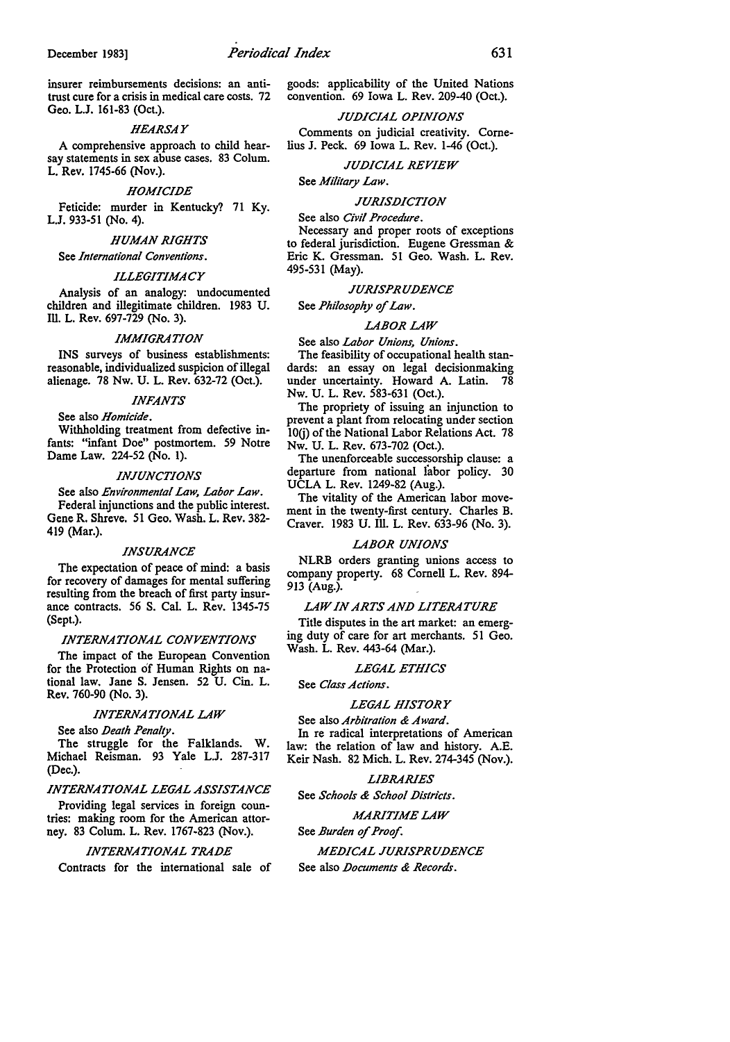insurer reimbursements decisions: an antitrust cure for a crisis in medical care costs. 72 Geo. L.J. 161-83 (Oct.).

### *HEARSAY*

A comprehensive approach to child hearsay statements in sex abuse cases. 83 Colum. L. Rev. 1745-66 (Nov.).

### *HOMICIDE*

Feticide: murder in Kentucky? 71 Ky. L.J. 933-51 (No. 4).

### *HUMAN RIGHTS*

See *International Conventions*.

### *ILLEGITIMACY*

Analysis of an analogy: undocumented children and illegitimate children. 1983 U. Ill. L. Rev. 697-729 (No. 3).

### *IMMIGRATION*

INS surveys of business establishments: reasonable, individualized suspicion of illegal alienage. 78 Nw. U. L. Rev. 632-72 (Oct.).

### *INFANTS*

See also *Homicide*.

Withholding treatment from defective infants: "infant Doe" postmortem. 59 Notre Dame Law. 224-52 (No. 1).

### *INJUNCTIONS*

See also *Environmental Law, Labor Law*.

Federal injunctions and the public interest. Gene R. Shreve. 51 Geo. Wash. L. Rev. 382-419 (Mar.).

### *INSURANCE*

The expectation of peace of mind: a basis for recovery of damages for mental suffering resulting from the breach of first party insurance contracts. 56 S. Cal. L. Rev. 1345-75 (Sept.).

### *INTERNATIONAL CONVENTIONS*

The impact of the European Convention for the Protection of Human Rights on national law. Jane S. Jensen. 52 U. Cin. L. Rev. 760-90 (No. 3).

### *INTERNATIONAL LAW*

See also *Death Penalty*.

The struggle for the Falklands. W. Michael Reisman. 93 Yale L.J. 287-317 (Dec.).

### *INTERNATIONAL LEGAL ASSISTANCE*

Providing legal services in foreign countries: making room for the American attorney. 83 Colum. L. Rev. 1767-823 (Nov.).

### *INTERNATIONAL TRADE*

Contracts for the international sale of goods: applicability of the United Nations convention. 69 Iowa L. Rev. 209-40 (Oct.).

### *JUDICIAL OPINIONS*

Comments on judicial creativity. Cornelius J. Peck. 69 Iowa L. Rev. 1-46 (Oct.).

### *JUDICIAL REVIEW*

See *Military Law*.

### *JURISDICTION*

See also *Civil Procedure*.

Necessary and proper roots of exceptions to federal jurisdiction. Eugene Gressman & Eric K. Gressman. 51 Geo. Wash. L. Rev. 495-531 (May).

### *JURISPRUDENCE*

See *Philosophy of Law*.

### *LABOR LAW*

See also *Labor Unions, Unions*.

The feasibility of occupational health standards: an essay on legal decisionmaking under uncertainty. Howard A. Latin. 78 Nw. U. L. Rev. 583-631 (Oct.).

The propriety of issuing an injunction to prevent a plant from relocating under section 10(j) of the National Labor Relations Act. 78 Nw. U. L. Rev. 673-702 (Oct.).

The unenforceable successorship clause: a departure from national labor policy. 30 UCLA L. Rev. 1249-82 (Aug.).

The vitality of the American labor movement in the twenty-first century. Charles B. Craver. 1983 U. Ill. L. Rev. 633-96 (No. 3).

### *LABOR UNIONS*

NLRB orders granting unions access to company property. 68 Cornell L. Rev. 894-913 (Aug.).

### *LAW IN ARTS AND LITERATURE*

Title disputes in the art market: an emerging duty of care for art merchants. 51 Geo. Wash. L. Rev. 443-64 (Mar.).

### *LEGAL ETHICS*

See *Class Actions*.

### *LEGAL HISTORY*

See also *Arbitration & Award*.

In re radical interpretations of American law: the relation of law and history. A.E. Keir Nash. 82 Mich. L. Rev. 274-345 (Nov.).

### *LIBRARIES*

See *Schools & School Districts*.

### *MARITIME LAW*

See *Burden of Proof*.

### *MEDICAL JURISPRUDENCE*

See also *Documents & Records*.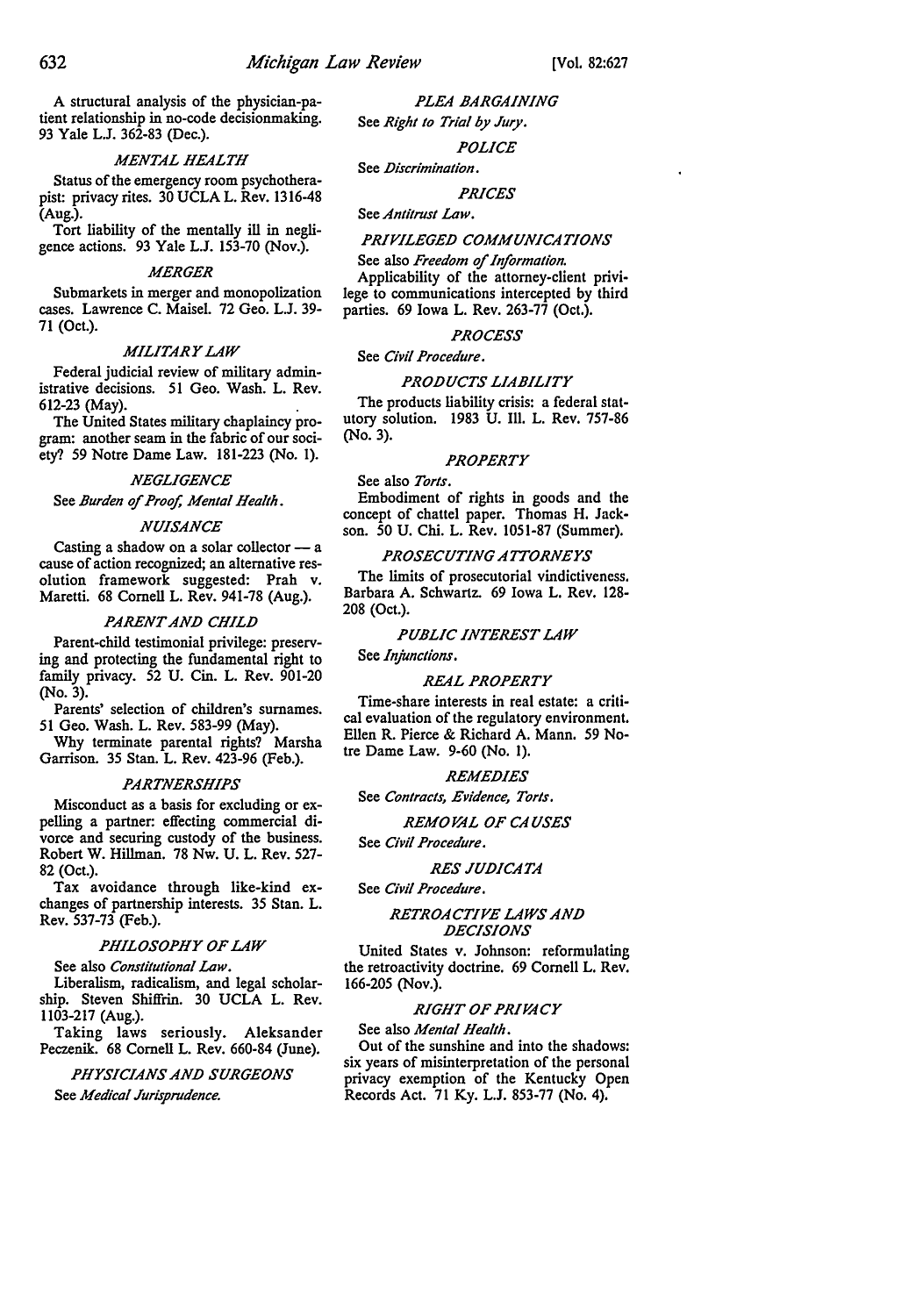A structural analysis of the physician-patient relationship in no-code decisionmaking. 93 Yale L.J. 362-83 (Dec.).

### *MENTAL HEALTH*

Status of the emergency room psychotherapist: privacy rites. 30 UCLA L. Rev. 1316-48 (Aug.).

Tort liability of the mentally ill in negligence actions. 93 Yale L.J. 153-70 (Nov.).

### *MERGER*

Submarkets in merger and monopolization cases. Lawrence C. Maisel. 72 Geo. L.J. 39-71 (Oct.).

### *MILITARY LAW*

Federal judicial review of military administrative decisions. 51 Geo. Wash. L. Rev. 612-23 (May).

The United States military chaplaincy program: another seam in the fabric of our society? 59 Notre Dame Law. 181-223 (No. 1).

### *NEGLIGENCE*

See *Burden of Proof, Mental Health*.

### *NUISANCE*

Casting a shadow on a solar collector — a cause of action recognized; an alternative resolution framework suggested: Prah v. Maretti. 68 Cornell L. Rev. 941-78 (Aug.).

### *PARENT AND CHILD*

Parent-child testimonial privilege: preserving and protecting the fundamental right to family privacy. 52 U. Cin. L. Rev. 901-20 (No. 3).

Parents' selection of children's surnames. 51 Geo. Wash. L. Rev. 583-99 (May).

Why terminate parental rights? Marsha Garrison. 35 Stan. L. Rev. 423-96 (Feb.).

### *PARTNERSHIPS*

Misconduct as a basis for excluding or expelling a partner: effecting commercial divorce and securing custody of the business. Robert W. Hillman. 78 Nw. U. L. Rev. 527-82 (Oct.).

Tax avoidance through like-kind exchanges of partnership interests. 35 Stan. L. Rev. 537-73 (Feb.).

### *PHILOSOPHY OF LAW*

See also *Constitutional Law*.

Liberalism, radicalism, and legal scholarship. Steven Shiffrin. 30 UCLA L. Rev. 1103-217 (Aug.).

Taking laws seriously. Aleksander Peczenik. 68 Cornell L. Rev. 660-84 (June).

### *PHYSICIANS AND SURGEONS*

See *Medical Jurisprudence*.

### *PLEA BARGAINING*

See *Right to Trial by Jury*.

### *POLICE*

See *Discrimination*.

### *PRICES*

See *Antitrust Law*.

### *PRIVILEGED COMMUNICATIONS*

See also *Freedom of Information*.

Applicability of the attorney-client privilege to communications intercepted by third parties. 69 Iowa L. Rev. 263-77 (Oct.).

### *PROCESS*

See *Civil Procedure*.

### *PRODUCTS LIABILITY*

The products liability crisis: a federal statutory solution. 1983 U. Ill. L. Rev. 757-86 (No. 3).

### *PROPERTY*

See also *Torts*.

Embodiment of rights in goods and the concept of chattel paper. Thomas H. Jackson. 50 U. Chi. L. Rev. 1051-87 (Summer).

### *PROSECUTING ATTORNEYS*

The limits of prosecutorial vindictiveness. Barbara A. Schwartz. 69 Iowa L. Rev. 128-208 (Oct.).

### *PUBLIC INTEREST LAW*

See *Injunctions*.

### *REAL PROPERTY*

Time-share interests in real estate: a critical evaluation of the regulatory environment. Ellen R. Pierce & Richard A. Mann. 59 Notre Dame Law. 9-60 (No. 1).

### *REMEDIES*

See *Contracts, Evidence, Torts*.

### *REMOVAL OF CAUSES*

See *Civil Procedure*.

### *RES JUDICATA*

See *Civil Procedure*.

### *RETROACTIVE LAWS AND DECISIONS*

United States v. Johnson: reformulating the retroactivity doctrine. 69 Cornell L. Rev. 166-205 (Nov.).

### *RIGHT OF PRIVACY*

See also *Mental Health*.

Out of the sunshine and into the shadows: six years of misinterpretation of the personal privacy exemption of the Kentucky Open Records Act. 71 Ky. L.J. 853-77 (No. 4).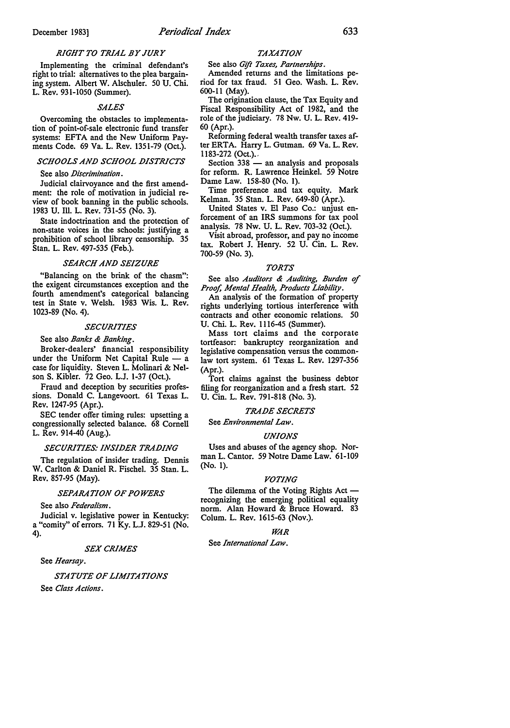### RIGHT TO TRIAL BY JURY

Implementing the criminal defendant's right to trial: alternatives to the plea bargaining system. Albert W. Alschuler. 50 U. Chi. L. Rev. 931-1050 (Summer).

### SALES

Overcoming the obstacles to implementation of point-of-sale electronic fund transfer systems: EFTA and the New Uniform Payments Code. 69 Va. L. Rev. 1351-79 (Oct.).

### SCHOOLS AND SCHOOL DISTRICTS

See also *Discrimination*.

Judicial clairvoyance and the first amendment: the role of motivation in judicial review of book banning in the public schools. 1983 U. Ill. L. Rev. 731-55 (No. 3).

State indoctrination and the protection of non-state voices in the schools: justifying a prohibition of school library censorship. 35 Stan. L. Rev. 497-535 (Feb.).

### SEARCH AND SEIZURE

"Balancing on the brink of the chasm": the exigent circumstances exception and the fourth amendment's categorical balancing test in State v. Welsh. 1983 Wis. L. Rev. 1023-89 (No. 4).

### SECURITIES

See also *Banks & Banking*.

Broker-dealers' financial responsibility under the Uniform Net Capital Rule — a case for liquidity. Steven L. Molinari & Nelson S. Kibler. 72 Geo. L.J. 1-37 (Oct.).

Fraud and deception by securities professions. Donald C. Langevoort. 61 Texas L. Rev. 1247-95 (Apr.).

SEC tender offer timing rules: upsetting a congressionally selected balance. 68 Cornell L. Rev. 914-40 (Aug.).

### SECURITIES: INSIDER TRADING

The regulation of insider trading. Dennis W. Carlton & Daniel R. Fischel. 35 Stan. L. Rev. 857-95 (May).

### SEPARATION OF POWERS

See also *Federalism*.

Judicial v. legislative power in Kentucky: a "comity" of errors. 71 Ky. L.J. 829-51 (No. 4).

### SEX CRIMES

See *Hearsay*.

### STATUTE OF LIMITATIONS

See *Class Actions*.

### TAXATION

See also *Gift Taxes, Partnerships*.

Amended returns and the limitations period for tax fraud. 51 Geo. Wash. L. Rev. 600-11 (May).

The origination clause, the Tax Equity and Fiscal Responsibility Act of 1982, and the role of the judiciary. 78 Nw. U. L. Rev. 419-60 (Apr.).

Reforming federal wealth transfer taxes after ERTA. Harry L. Gutman. 69 Va. L. Rev. 1183-272 (Oct.).

Section 338 — an analysis and proposals for reform. R. Lawrence Heinkel. 59 Notre Dame Law. 158-80 (No. 1).

Time preference and tax equity. Mark Kelman. 35 Stan. L. Rev. 649-80 (Apr.).

United States v. El Paso Co.: unjust enforcement of an IRS summons for tax pool analysis. 78 Nw. U. L. Rev. 703-32 (Oct.).

Visit abroad, professor, and pay no income tax. Robert J. Henry. 52 U. Cin. L. Rev. 700-59 (No. 3).

### TORTS

See also *Auditors & Auditing, Burden of Proof, Mental Health, Products Liability*.

An analysis of the formation of property rights underlying tortious interference with contracts and other economic relations. 50 U. Chi. L. Rev. 1116-45 (Summer).

Mass tort claims and the corporate tortfeasor: bankruptcy reorganization and legislative compensation versus the common-law tort system. 61 Texas L. Rev. 1297-356 (Apr.).

Tort claims against the business debtor filing for reorganization and a fresh start. 52 U. Cin. L. Rev. 791-818 (No. 3).

### TRADE SECRETS

See *Environmental Law*.

### UNIONS

Uses and abuses of the agency shop. Norman L. Cantor. 59 Notre Dame Law. 61-109 (No. 1).

### VOTING

The dilemma of the Voting Rights Act — recognizing the emerging political equality norm. Alan Howard & Bruce Howard. 83 Colum. L. Rev. 1615-63 (Nov.).

### WAR

See *International Law*.